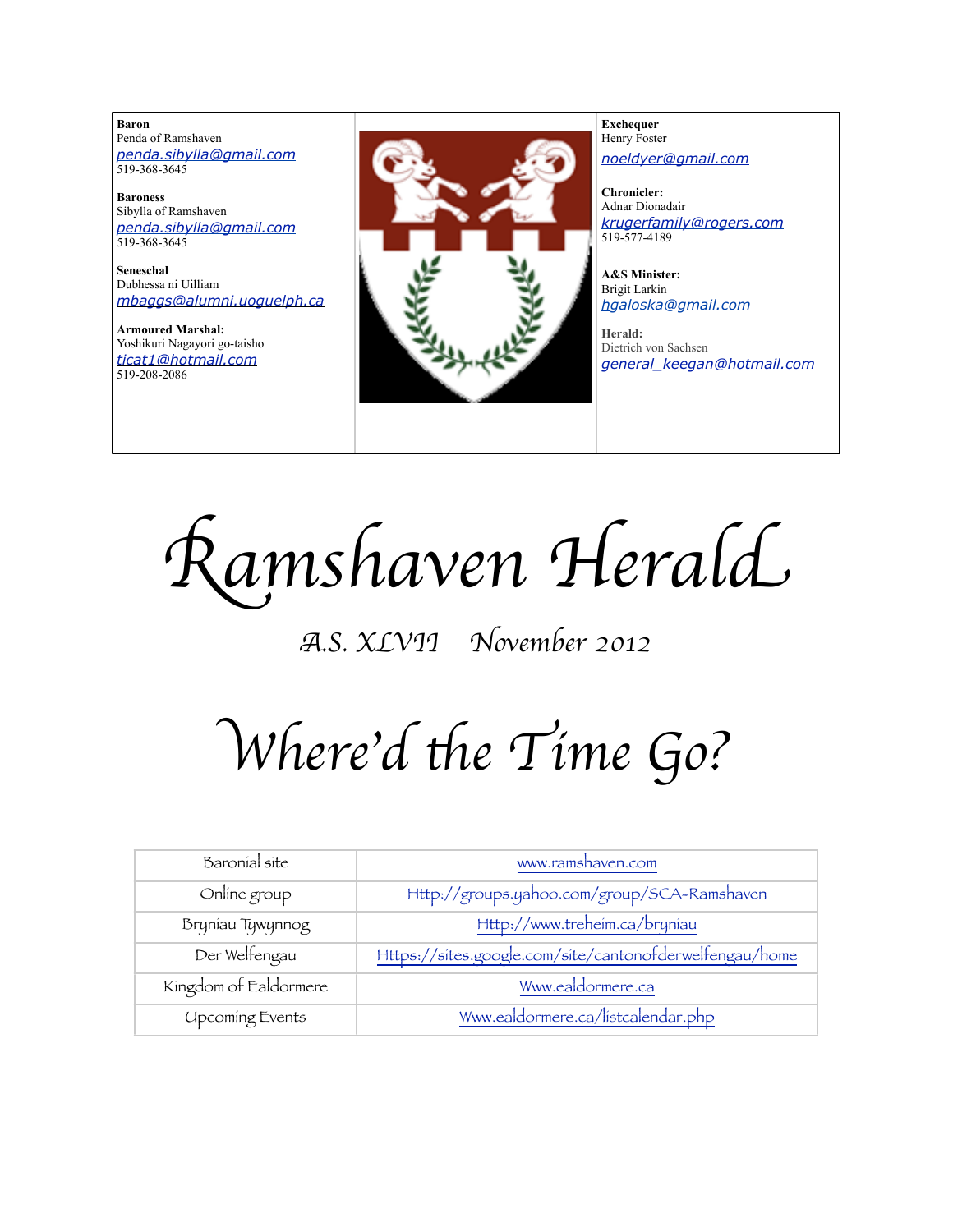**Baron**
Penda of Ramshaven
penda.sibylla@gmail.com
519-368-3645

**Baroness**
Sibylla of Ramshaven
penda.sibylla@gmail.com
519-368-3645

**Seneschal**
Dubhessa ni Uilliam
mbaggs@alumni.uoguelph.ca

**Armoured Marshal:**
Yoshikuri Nagayori go-taisho
ticat1@hotmail.com
519-208-2086

**Exchequer**
Henry Foster
noeldyer@gmail.com

**Chronicler:**
Adnar Dionadair
krugerfamily@rogers.com
519-577-4189

**A&S Minister:**
Brigit Larkin
hgaloska@gmail.com

**Herald:**
Dietrich von Sachsen
general_keegan@hotmail.com

# Ramshaven Herald

*A.S. XLVII November 2012*

# Where'd the Time Go?

| Baronial site | www.ramshaven.com |
|---|---|
| Online group | Http://groups.yahoo.com/group/SCA-Ramshaven |
| Bryniau Tywynnog | Http://www.treheim.ca/bryniau |
| Der Welfengau | Https://sites.google.com/site/cantonofderwelfengau/home |
| Kingdom of Ealdormere | Www.ealdormere.ca |
| Upcoming Events | Www.ealdormere.ca/listcalendar.php |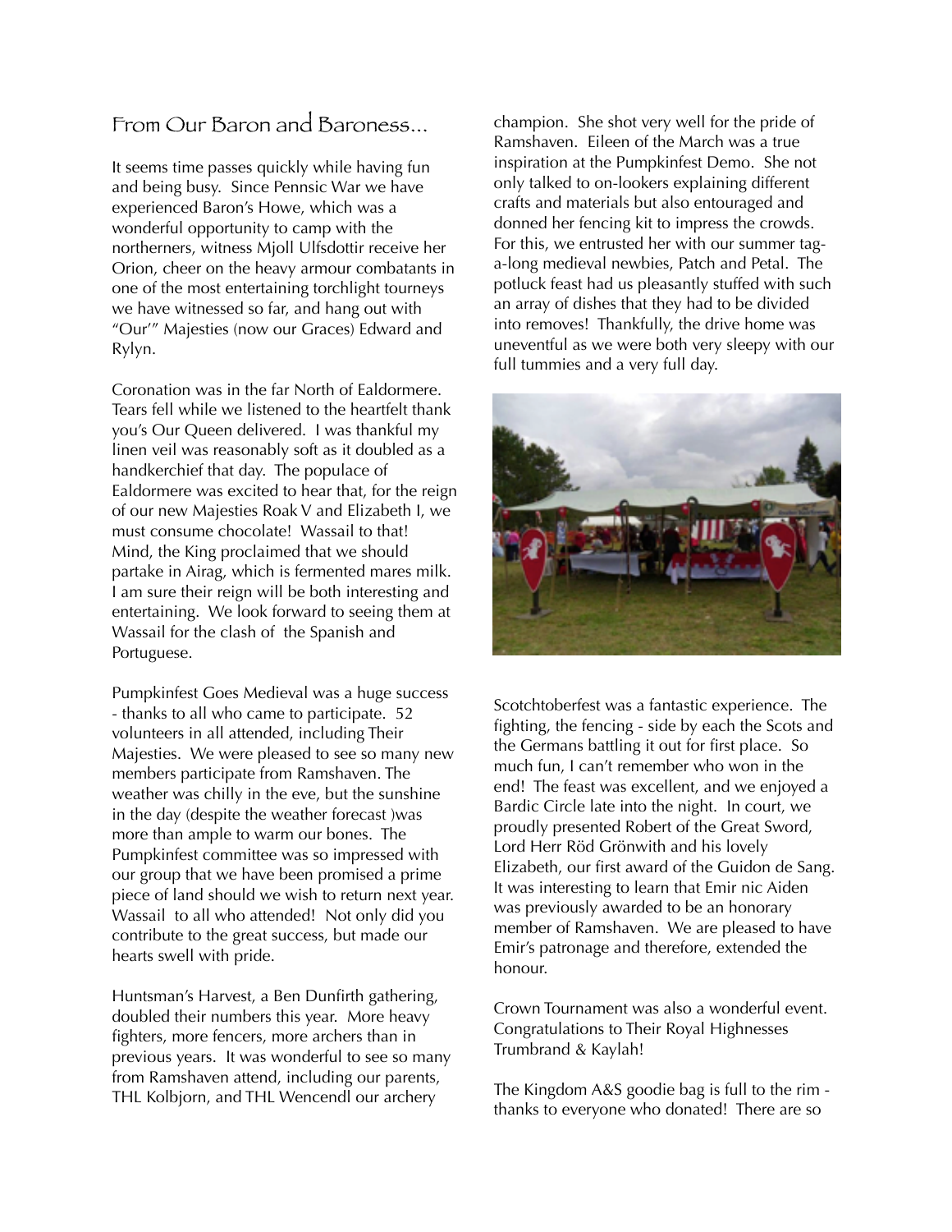## From Our Baron and Baroness...

It seems time passes quickly while having fun and being busy. Since Pennsic War we have experienced Baron's Howe, which was a wonderful opportunity to camp with the northerners, witness Mjoll Ulfsdottir receive her Orion, cheer on the heavy armour combatants in one of the most entertaining torchlight tourneys we have witnessed so far, and hang out with "Our'" Majesties (now our Graces) Edward and Rylyn.

Coronation was in the far North of Ealdormere. Tears fell while we listened to the heartfelt thank you's Our Queen delivered. I was thankful my linen veil was reasonably soft as it doubled as a handkerchief that day. The populace of Ealdormere was excited to hear that, for the reign of our new Majesties Roak V and Elizabeth I, we must consume chocolate! Wassail to that! Mind, the King proclaimed that we should partake in Airag, which is fermented mares milk. I am sure their reign will be both interesting and entertaining. We look forward to seeing them at Wassail for the clash of the Spanish and Portuguese.

Pumpkinfest Goes Medieval was a huge success - thanks to all who came to participate. 52 volunteers in all attended, including Their Majesties. We were pleased to see so many new members participate from Ramshaven. The weather was chilly in the eve, but the sunshine in the day (despite the weather forecast )was more than ample to warm our bones. The Pumpkinfest committee was so impressed with our group that we have been promised a prime piece of land should we wish to return next year. Wassail to all who attended! Not only did you contribute to the great success, but made our hearts swell with pride.

Huntsman's Harvest, a Ben Dunfirth gathering, doubled their numbers this year. More heavy fighters, more fencers, more archers than in previous years. It was wonderful to see so many from Ramshaven attend, including our parents, THL Kolbjorn, and THL Wencendl our archery champion. She shot very well for the pride of Ramshaven. Eileen of the March was a true inspiration at the Pumpkinfest Demo. She not only talked to on-lookers explaining different crafts and materials but also entouraged and donned her fencing kit to impress the crowds. For this, we entrusted her with our summer tag-a-long medieval newbies, Patch and Petal. The potluck feast had us pleasantly stuffed with such an array of dishes that they had to be divided into removes! Thankfully, the drive home was uneventful as we were both very sleepy with our full tummies and a very full day.

Scotchtoberfest was a fantastic experience. The fighting, the fencing - side by each the Scots and the Germans battling it out for first place. So much fun, I can't remember who won in the end! The feast was excellent, and we enjoyed a Bardic Circle late into the night. In court, we proudly presented Robert of the Great Sword, Lord Herr Röd Grönwith and his lovely Elizabeth, our first award of the Guidon de Sang. It was interesting to learn that Emir nic Aiden was previously awarded to be an honorary member of Ramshaven. We are pleased to have Emir's patronage and therefore, extended the honour.

Crown Tournament was also a wonderful event. Congratulations to Their Royal Highnesses Trumbrand & Kaylah!

The Kingdom A&S goodie bag is full to the rim - thanks to everyone who donated! There are so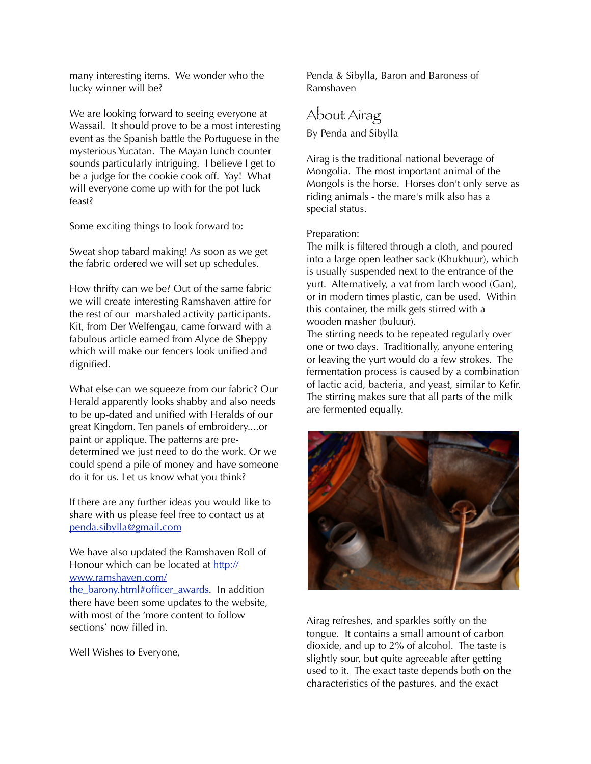many interesting items. We wonder who the lucky winner will be?

We are looking forward to seeing everyone at Wassail. It should prove to be a most interesting event as the Spanish battle the Portuguese in the mysterious Yucatan. The Mayan lunch counter sounds particularly intriguing. I believe I get to be a judge for the cookie cook off. Yay! What will everyone come up with for the pot luck feast?

Some exciting things to look forward to:

Sweat shop tabard making! As soon as we get the fabric ordered we will set up schedules.

How thrifty can we be? Out of the same fabric we will create interesting Ramshaven attire for the rest of our marshaled activity participants. Kit, from Der Welfengau, came forward with a fabulous article earned from Alyce de Sheppy which will make our fencers look unified and dignified.

What else can we squeeze from our fabric? Our Herald apparently looks shabby and also needs to be up-dated and unified with Heralds of our great Kingdom. Ten panels of embroidery....or paint or applique. The patterns are pre-determined we just need to do the work. Or we could spend a pile of money and have someone do it for us. Let us know what you think?

If there are any further ideas you would like to share with us please feel free to contact us at [penda.sibylla@gmail.com](mailto:penda.sibylla@gmail.com)

We have also updated the Ramshaven Roll of Honour which can be located at [http://www.ramshaven.com/the_barony.html#officer_awards](http://www.ramshaven.com/the_barony.html#officer_awards). In addition there have been some updates to the website, with most of the 'more content to follow sections' now filled in.

Well Wishes to Everyone,

Penda & Sibylla, Baron and Baroness of Ramshaven

## About Airag

By Penda and Sibylla

Airag is the traditional national beverage of Mongolia. The most important animal of the Mongols is the horse. Horses don't only serve as riding animals - the mare's milk also has a special status.

Preparation:
The milk is filtered through a cloth, and poured into a large open leather sack (Khukhuur), which is usually suspended next to the entrance of the yurt. Alternatively, a vat from larch wood (Gan), or in modern times plastic, can be used. Within this container, the milk gets stirred with a wooden masher (buluur).
The stirring needs to be repeated regularly over one or two days. Traditionally, anyone entering or leaving the yurt would do a few strokes. The fermentation process is caused by a combination of lactic acid, bacteria, and yeast, similar to Kefir. The stirring makes sure that all parts of the milk are fermented equally.

Airag refreshes, and sparkles softly on the tongue. It contains a small amount of carbon dioxide, and up to 2% of alcohol. The taste is slightly sour, but quite agreeable after getting used to it. The exact taste depends both on the characteristics of the pastures, and the exact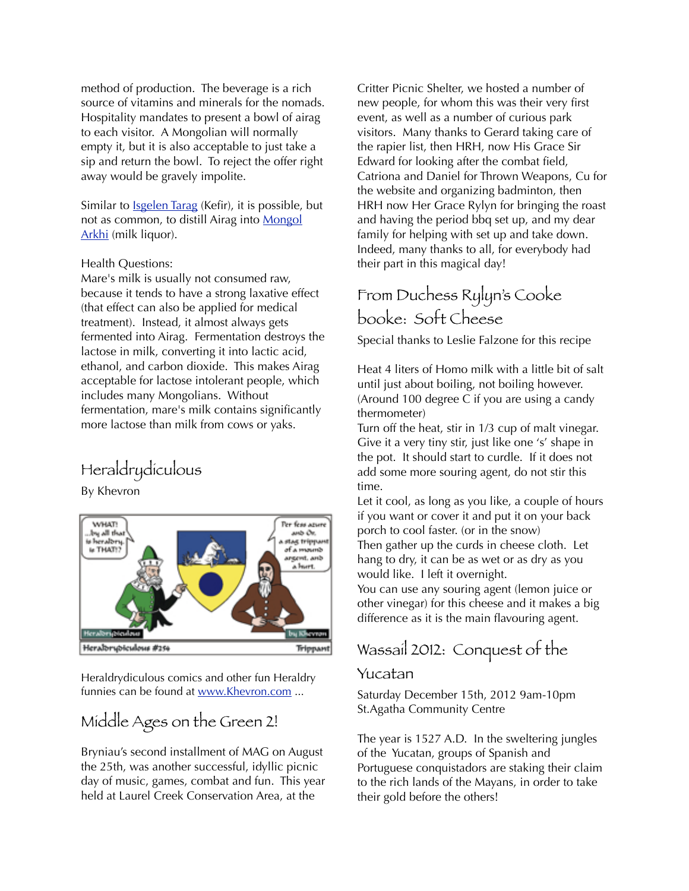method of production. The beverage is a rich source of vitamins and minerals for the nomads. Hospitality mandates to present a bowl of airag to each visitor. A Mongolian will normally empty it, but it is also acceptable to just take a sip and return the bowl. To reject the offer right away would be gravely impolite.

Similar to Isgelen Tarag (Kefir), it is possible, but not as common, to distill Airag into Mongol Arkhi (milk liquor).

Health Questions:
Mare's milk is usually not consumed raw, because it tends to have a strong laxative effect (that effect can also be applied for medical treatment). Instead, it almost always gets fermented into Airag. Fermentation destroys the lactose in milk, converting it into lactic acid, ethanol, and carbon dioxide. This makes Airag acceptable for lactose intolerant people, which includes many Mongolians. Without fermentation, mare's milk contains significantly more lactose than milk from cows or yaks.

## Heraldrydiculous

By Khevron

Heraldrydiculous comics and other fun Heraldry funnies can be found at www.Khevron.com ...

## Middle Ages on the Green 2!

Bryniau's second installment of MAG on August the 25th, was another successful, idyllic picnic day of music, games, combat and fun. This year held at Laurel Creek Conservation Area, at the Critter Picnic Shelter, we hosted a number of new people, for whom this was their very first event, as well as a number of curious park visitors. Many thanks to Gerard taking care of the rapier list, then HRH, now His Grace Sir Edward for looking after the combat field, Catriona and Daniel for Thrown Weapons, Cu for the website and organizing badminton, then HRH now Her Grace Rylyn for bringing the roast and having the period bbq set up, and my dear family for helping with set up and take down. Indeed, many thanks to all, for everybody had their part in this magical day!

## From Duchess Rylyn's Cooke booke: Soft Cheese

Special thanks to Leslie Falzone for this recipe

Heat 4 liters of Homo milk with a little bit of salt until just about boiling, not boiling however. (Around 100 degree C if you are using a candy thermometer)
Turn off the heat, stir in 1/3 cup of malt vinegar. Give it a very tiny stir, just like one 's' shape in the pot. It should start to curdle. If it does not add some more souring agent, do not stir this time.
Let it cool, as long as you like, a couple of hours if you want or cover it and put it on your back porch to cool faster. (or in the snow)
Then gather up the curds in cheese cloth. Let hang to dry, it can be as wet or as dry as you would like. I left it overnight.
You can use any souring agent (lemon juice or other vinegar) for this cheese and it makes a big difference as it is the main flavouring agent.

## Wassail 2012: Conquest of the Yucatan

Saturday December 15th, 2012 9am-10pm
St.Agatha Community Centre

The year is 1527 A.D. In the sweltering jungles of the Yucatan, groups of Spanish and Portuguese conquistadors are staking their claim to the rich lands of the Mayans, in order to take their gold before the others!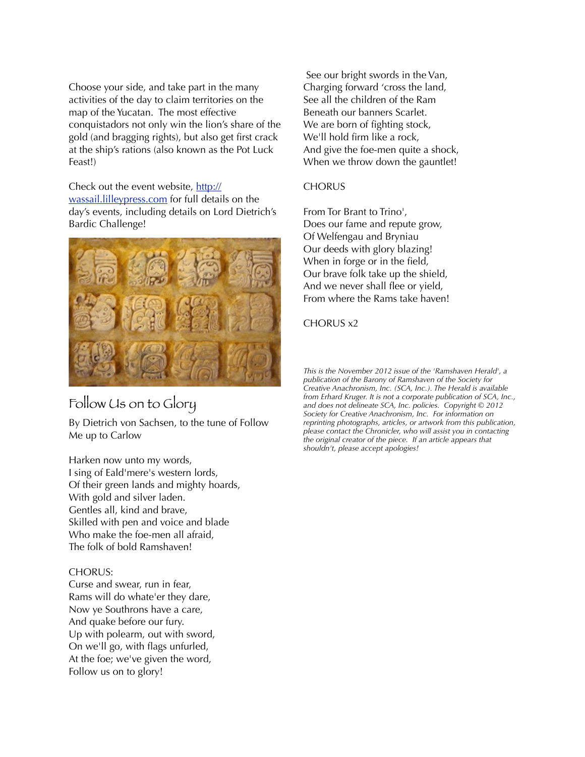Choose your side, and take part in the many activities of the day to claim territories on the map of the Yucatan. The most effective conquistadors not only win the lion's share of the gold (and bragging rights), but also get first crack at the ship's rations (also known as the Pot Luck Feast!)

Check out the event website, [http://wassail.lilleypress.com](http://wassail.lilleypress.com) for full details on the day's events, including details on Lord Dietrich's Bardic Challenge!

## Follow Us on to Glory

By Dietrich von Sachsen, to the tune of Follow Me up to Carlow

Harken now unto my words,
I sing of Eald'mere's western lords,
Of their green lands and mighty hoards,
With gold and silver laden.
Gentles all, kind and brave,
Skilled with pen and voice and blade
Who make the foe-men all afraid,
The folk of bold Ramshaven!

CHORUS:
Curse and swear, run in fear,
Rams will do whate'er they dare,
Now ye Southrons have a care,
And quake before our fury.
Up with polearm, out with sword,
On we'll go, with flags unfurled,
At the foe; we've given the word,
Follow us on to glory!

See our bright swords in the Van,
Charging forward 'cross the land,
See all the children of the Ram
Beneath our banners Scarlet.
We are born of fighting stock,
We'll hold firm like a rock,
And give the foe-men quite a shock,
When we throw down the gauntlet!

CHORUS

From Tor Brant to Trino',
Does our fame and repute grow,
Of Welfengau and Bryniau
Our deeds with glory blazing!
When in forge or in the field,
Our brave folk take up the shield,
And we never shall flee or yield,
From where the Rams take haven!

CHORUS x2

*This is the November 2012 issue of the 'Ramshaven Herald', a publication of the Barony of Ramshaven of the Society for Creative Anachronism, Inc. (SCA, Inc.). The Herald is available from Erhard Kruger. It is not a corporate publication of SCA, Inc., and does not delineate SCA, Inc. policies. Copyright © 2012 Society for Creative Anachronism, Inc. For information on reprinting photographs, articles, or artwork from this publication, please contact the Chronicler, who will assist you in contacting the original creator of the piece. If an article appears that shouldn't, please accept apologies!*